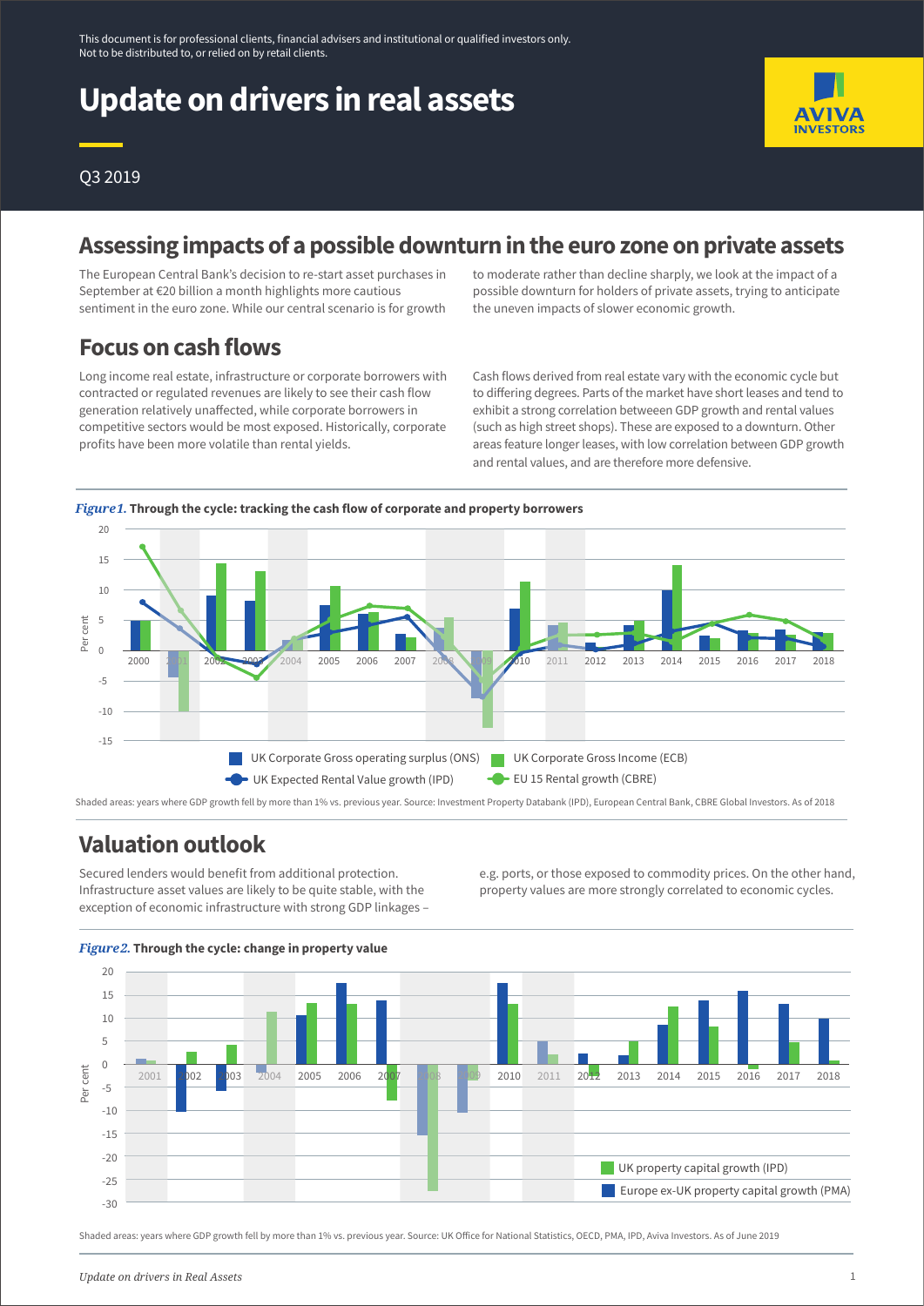This document is for professional clients, financial advisers and institutional or qualified investors only. Not to be distributed to, or relied on by retail clients.

# Update on drivers in real assets

Q3 2019

## Assessing impacts of a possible downturn in the euro zone on private assets

The European Central Bank's decision to re-start asset purchases in September at €20 billion a month highlights more cautious sentiment in the euro zone. While our central scenario is for growth to moderate rather than decline sharply, we look at the impact of a possible downturn for holders of private assets, trying to anticipate the uneven impacts of slower economic growth.

## Focus on cash flows

Long income real estate, infrastructure or corporate borrowers with contracted or regulated revenues are likely to see their cash flow generation relatively unaffected, while corporate borrowers in competitive sectors would be most exposed. Historically, corporate profits have been more volatile than rental yields.

Cash flows derived from real estate vary with the economic cycle but to differing degrees. Parts of the market have short leases and tend to exhibit a strong correlation betweeen GDP growth and rental values (such as high street shops). These are exposed to a downturn. Other areas feature longer leases, with low correlation between GDP growth and rental values, and are therefore more defensive.

***Figure 1.*** **Through the cycle: tracking the cash flow of corporate and property borrowers**

Shaded areas: years where GDP growth fell by more than 1% vs. previous year. Source: Investment Property Databank (IPD), European Central Bank, CBRE Global Investors. As of 2018

## Valuation outlook

Secured lenders would benefit from additional protection. Infrastructure asset values are likely to be quite stable, with the exception of economic infrastructure with strong GDP linkages – e.g. ports, or those exposed to commodity prices. On the other hand, property values are more strongly correlated to economic cycles.

***Figure 2.*** **Through the cycle: change in property value**

Shaded areas: years where GDP growth fell by more than 1% vs. previous year. Source: UK Office for National Statistics, OECD, PMA, IPD, Aviva Investors. As of June 2019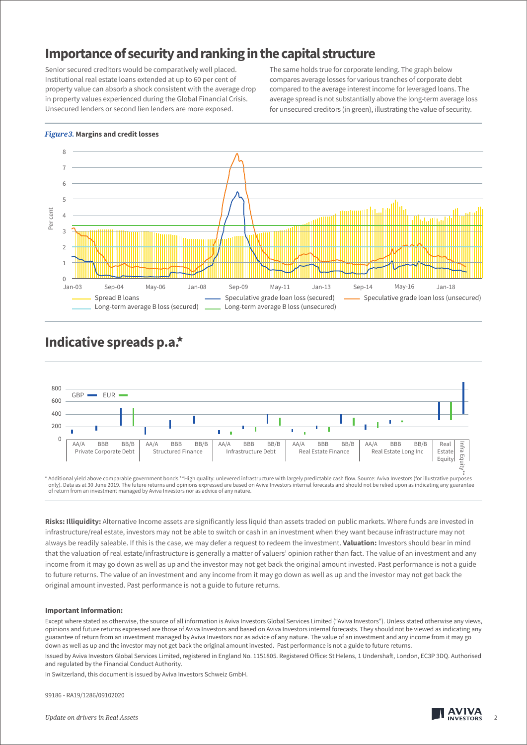# Importance of security and ranking in the capital structure

Senior secured creditors would be comparatively well placed. Institutional real estate loans extended at up to 60 per cent of property value can absorb a shock consistent with the average drop in property values experienced during the Global Financial Crisis. Unsecured lenders or second lien lenders are more exposed.

The same holds true for corporate lending. The graph below compares average losses for various tranches of corporate debt compared to the average interest income for leveraged loans. The average spread is not substantially above the long-term average loss for unsecured creditors (in green), illustrating the value of security.

***Figure 3.*** **Margins and credit losses**

Per cent

8
7
6
5
4
3
2
1
0

Jan-03 Sep-04 May-06 Jan-08 Sep-09 May-11 Jan-13 Sep-14 May-16 Jan-18

Spread B loans
Speculative grade loan loss (secured)
Speculative grade loan loss (unsecured)
Long-term average B loss (secured)
Long-term average B loss (unsecured)

# Indicative spreads p.a.*

GBP EUR

800
600
400
200
0

AA/A BBB BB/B — Private Corporate Debt
AA/A BBB BB/B — Structured Finance
AA/A BBB BB/B — Infrastructure Debt
AA/A BBB BB/B — Real Estate Finance
AA/A BBB BB/B — Real Estate Long Inc
Real Estate Equity
Infra Equity**

\* Additional yield above comparable government bonds **High quality: unlevered infrastructure with largely predictable cash flow. Source: Aviva Investors (for illustrative purposes only). Data as at 30 June 2019. The future returns and opinions expressed are based on Aviva Investors internal forecasts and should not be relied upon as indicating any guarantee of return from an investment managed by Aviva Investors nor as advice of any nature.

**Risks: Illiquidity:** Alternative Income assets are significantly less liquid than assets traded on public markets. Where funds are invested in infrastructure/real estate, investors may not be able to switch or cash in an investment when they want because infrastructure may not always be readily saleable. If this is the case, we may defer a request to redeem the investment. **Valuation:** Investors should bear in mind that the valuation of real estate/infrastructure is generally a matter of valuers' opinion rather than fact. The value of an investment and any income from it may go down as well as up and the investor may not get back the original amount invested. Past performance is not a guide to future returns. The value of an investment and any income from it may go down as well as up and the investor may not get back the original amount invested. Past performance is not a guide to future returns.

**Important Information:**

Except where stated as otherwise, the source of all information is Aviva Investors Global Services Limited ("Aviva Investors"). Unless stated otherwise any views, opinions and future returns expressed are those of Aviva Investors and based on Aviva Investors internal forecasts. They should not be viewed as indicating any guarantee of return from an investment managed by Aviva Investors nor as advice of any nature. The value of an investment and any income from it may go down as well as up and the investor may not get back the original amount invested. Past performance is not a guide to future returns.

Issued by Aviva Investors Global Services Limited, registered in England No. 1151805. Registered Office: St Helens, 1 Undershaft, London, EC3P 3DQ. Authorised and regulated by the Financial Conduct Authority.

In Switzerland, this document is issued by Aviva Investors Schweiz GmbH.

99186 - RA19/1286/09102020